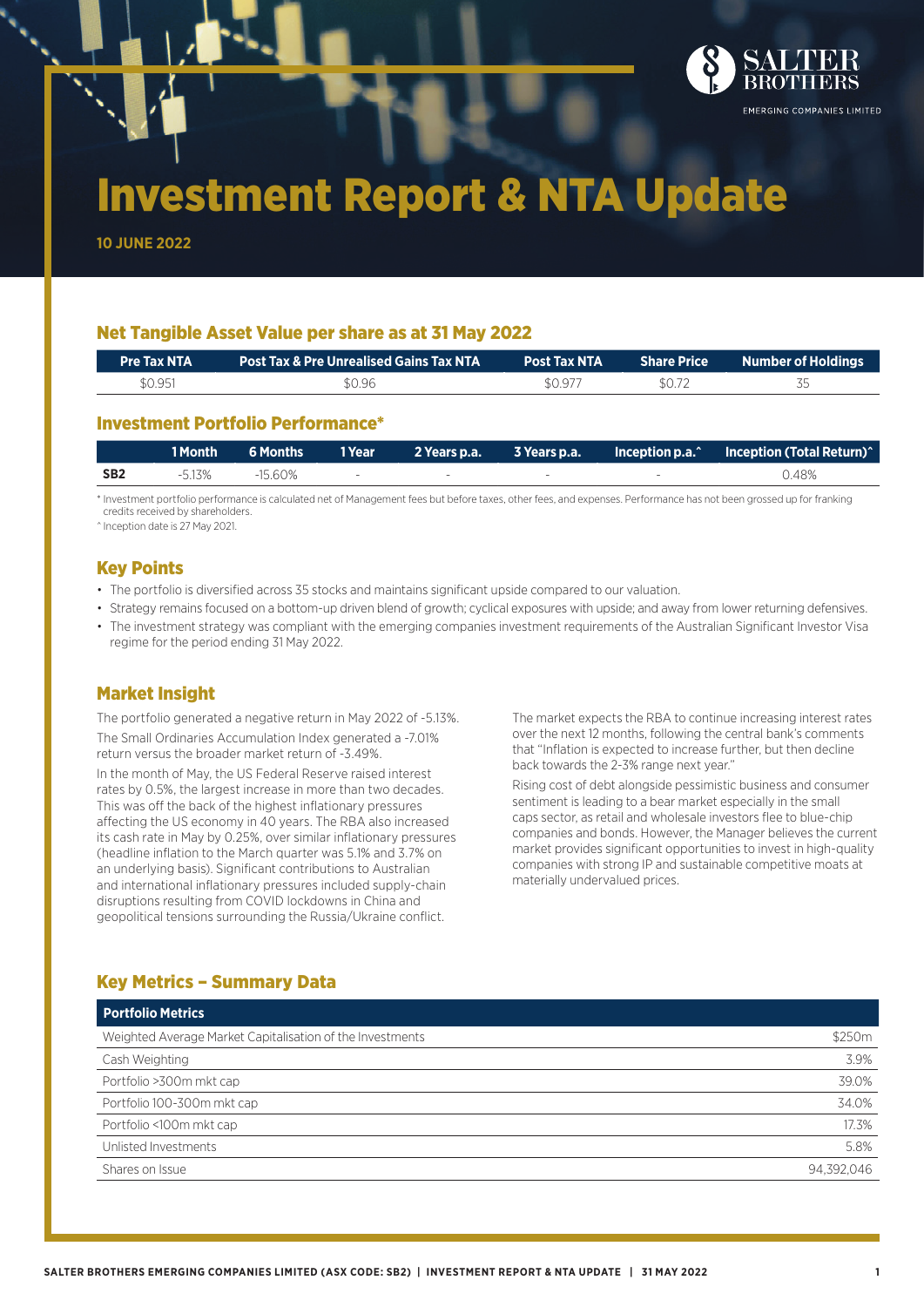SALTER BROTHERS

EMERGING COMPANIES LIMITED

# Investment Report & NTA Update

**10 JUNE 2022**

## Net Tangible Asset Value per share as at 31 May 2022

| Pre Tax NTA | Post Tax & Pre Unrealised Gains Tax NTA | Post Tax NTA | Share Price | Number of Holdings |
|---|---|---|---|---|
| $0.951 | $0.96 | $0.977 | $0.72 | 35 |

## Investment Portfolio Performance*

| | 1 Month | 6 Months | 1 Year | 2 Years p.a. | 3 Years p.a. | Inception p.a.^ | Inception (Total Return)^ |
|---|---|---|---|---|---|---|---|
| **SB2** | -5.13% | -15.60% | - | - | - | - | 0.48% |

* Investment portfolio performance is calculated net of Management fees but before taxes, other fees, and expenses. Performance has not been grossed up for franking credits received by shareholders.

^ Inception date is 27 May 2021.

## Key Points

- The portfolio is diversified across 35 stocks and maintains significant upside compared to our valuation.
- Strategy remains focused on a bottom-up driven blend of growth; cyclical exposures with upside; and away from lower returning defensives.
- The investment strategy was compliant with the emerging companies investment requirements of the Australian Significant Investor Visa regime for the period ending 31 May 2022.

## Market Insight

The portfolio generated a negative return in May 2022 of -5.13%.

The Small Ordinaries Accumulation Index generated a -7.01% return versus the broader market return of -3.49%.

In the month of May, the US Federal Reserve raised interest rates by 0.5%, the largest increase in more than two decades. This was off the back of the highest inflationary pressures affecting the US economy in 40 years. The RBA also increased its cash rate in May by 0.25%, over similar inflationary pressures (headline inflation to the March quarter was 5.1% and 3.7% on an underlying basis). Significant contributions to Australian and international inflationary pressures included supply-chain disruptions resulting from COVID lockdowns in China and geopolitical tensions surrounding the Russia/Ukraine conflict.

The market expects the RBA to continue increasing interest rates over the next 12 months, following the central bank's comments that "Inflation is expected to increase further, but then decline back towards the 2-3% range next year."

Rising cost of debt alongside pessimistic business and consumer sentiment is leading to a bear market especially in the small caps sector, as retail and wholesale investors flee to blue-chip companies and bonds. However, the Manager believes the current market provides significant opportunities to invest in high-quality companies with strong IP and sustainable competitive moats at materially undervalued prices.

## Key Metrics – Summary Data

| Portfolio Metrics | |
|---|---|
| Weighted Average Market Capitalisation of the Investments | $250m |
| Cash Weighting | 3.9% |
| Portfolio >300m mkt cap | 39.0% |
| Portfolio 100-300m mkt cap | 34.0% |
| Portfolio <100m mkt cap | 17.3% |
| Unlisted Investments | 5.8% |
| Shares on Issue | 94,392,046 |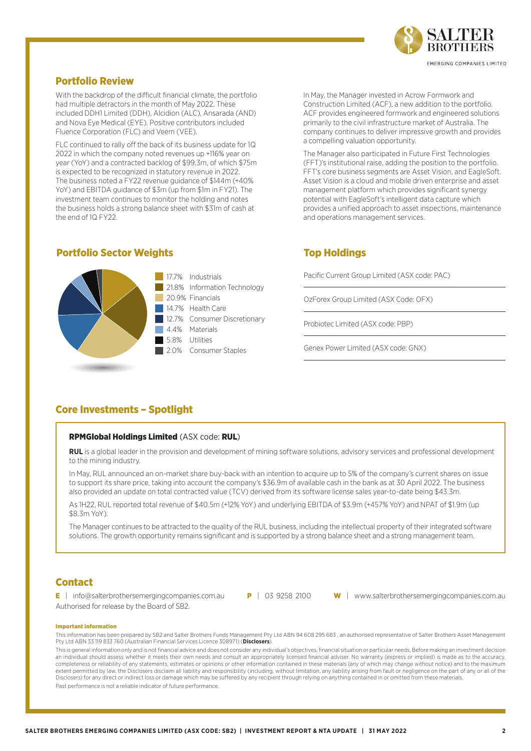## Portfolio Review

With the backdrop of the difficult financial climate, the portfolio had multiple detractors in the month of May 2022. These included DDH1 Limited (DDH), Alcidion (ALC), Ansarada (AND) and Nova Eye Medical (EYE). Positive contributors included Fluence Corporation (FLC) and Veem (VEE).

FLC continued to rally off the back of its business update for 1Q 2022 in which the company noted revenues up +116% year on year (YoY) and a contracted backlog of $99.3m, of which $75m is expected to be recognized in statutory revenue in 2022. The business noted a FY22 revenue guidance of $144m (+40% YoY) and EBITDA guidance of $3m (up from $1m in FY21). The investment team continues to monitor the holding and notes the business holds a strong balance sheet with $31m of cash at the end of 1Q FY22.

In May, the Manager invested in Acrow Formwork and Construction Limited (ACF), a new addition to the portfolio. ACF provides engineered formwork and engineered solutions primarily to the civil infrastructure market of Australia. The company continues to deliver impressive growth and provides a compelling valuation opportunity.

The Manager also participated in Future First Technologies (FFT)'s institutional raise, adding the position to the portfolio. FFT's core business segments are Asset Vision, and EagleSoft. Asset Vision is a cloud and mobile driven enterprise and asset management platform which provides significant synergy potential with EagleSoft's intelligent data capture which provides a unified approach to asset inspections, maintenance and operations management services.

## Portfolio Sector Weights

17.7% Industrials
21.8% Information Technology
20.9% Financials
14.7% Health Care
12.7% Consumer Discretionary
4.4% Materials
5.8% Utilities
2.0% Consumer Staples

## Top Holdings

Pacific Current Group Limited (ASX code: PAC)

OzForex Group Limited (ASX Code: OFX)

Probiotec Limited (ASX code: PBP)

Genex Power Limited (ASX code: GNX)

## Core Investments – Spotlight

### RPMGlobal Holdings Limited (ASX code: RUL)

**RUL** is a global leader in the provision and development of mining software solutions, advisory services and professional development to the mining industry.

In May, RUL announced an on-market share buy-back with an intention to acquire up to 5% of the company's current shares on issue to support its share price, taking into account the company's $36.9m of available cash in the bank as at 30 April 2022. The business also provided an update on total contracted value (TCV) derived from its software license sales year-to-date being $43.3m.

As 1H22, RUL reported total revenue of $40.5m (+12% YoY) and underlying EBITDA of $3.9m (+457% YoY) and NPAT of $1.9m (up $8.3m YoY).

The Manager continues to be attracted to the quality of the RUL business, including the intellectual property of their integrated software solutions. The growth opportunity remains significant and is supported by a strong balance sheet and a strong management team.

## Contact

**E** | info@salterbrothersemergingcompanies.com.au **P** | 03 9258 2100 **W** | www.salterbrothersemergingcompanies.com.au

Authorised for release by the Board of SB2.

**Important information**

This information has been prepared by SB2 and Salter Brothers Funds Management Pty Ltd ABN 94 608 295 683 , an authorised representative of Salter Brothers Asset Management Pty Ltd ABN 33 119 833 760 (Australian Financial Services Licence 308971) (**Disclosers**).

This is general information only and is not financial advice and does not consider any individual's objectives, financial situation or particular needs. Before making an investment decision an individual should assess whether it meets their own needs and consult an appropriately licensed financial adviser. No warranty (express or implied) is made as to the accuracy, completeness or reliability of any statements, estimates or opinions or other information contained in these materials (any of which may change without notice) and to the maximum extent permitted by law, the Disclosers disclaim all liability and responsibility (including, without limitation, any liability arising from fault or negligence on the part of any or all of the Disclosers) for any direct or indirect loss or damage which may be suffered by any recipient through relying on anything contained in or omitted from these materials.

Past performance is not a reliable indicator of future performance.